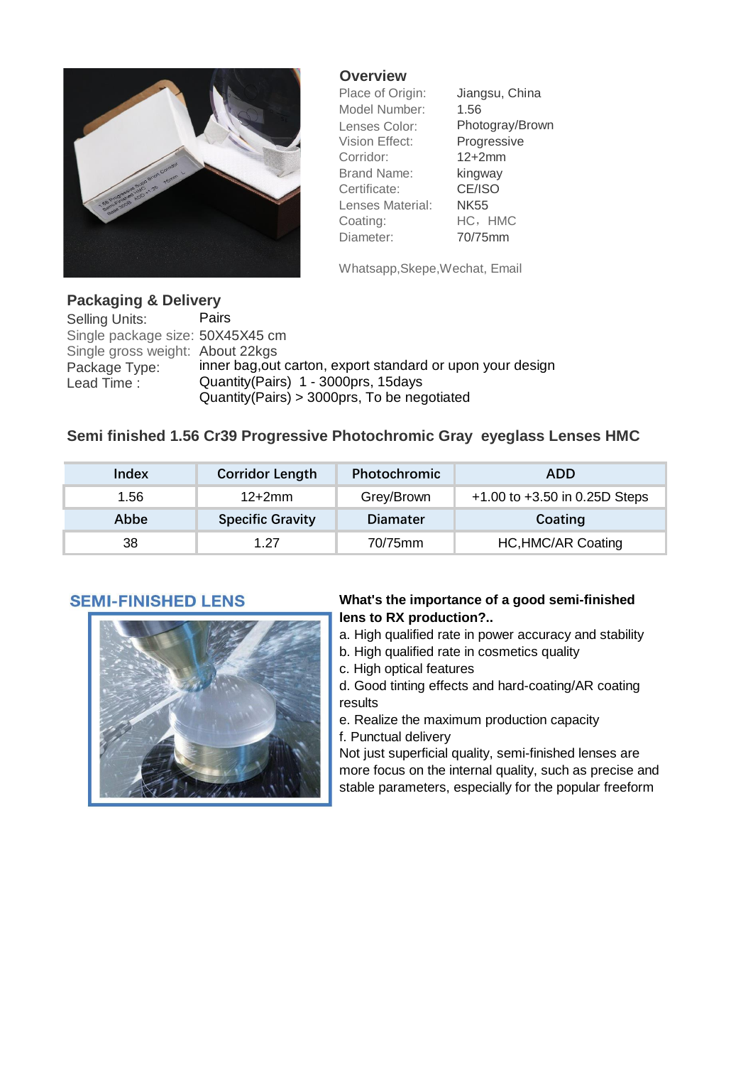## Overview

| | |
|---|---|
| Place of Origin: | Jiangsu, China |
| Model Number: | 1.56 |
| Lenses Color: | Photogray/Brown |
| Vision Effect: | Progressive |
| Corridor: | 12+2mm |
| Brand Name: | kingway |
| Certificate: | CE/ISO |
| Lenses Material: | NK55 |
| Coating: | HC，HMC |
| Diameter: | 70/75mm |

Whatsapp,Skepe,Wechat, Email

## Packaging & Delivery

| | |
|---|---|
| Selling Units: | Pairs |
| Single package size: | 50X45X45 cm |
| Single gross weight: | About 22kgs |
| Package Type: | inner bag,out carton, export standard or upon your design |
| Lead Time : | Quantity(Pairs) 1 - 3000prs, 15days<br>Quantity(Pairs) > 3000prs, To be negotiated |

## Semi finished 1.56 Cr39 Progressive Photochromic Gray eyeglass Lenses HMC

| Index | Corridor Length | Photochromic | ADD |
|---|---|---|---|
| 1.56 | 12+2mm | Grey/Brown | +1.00 to +3.50 in 0.25D Steps |
| **Abbe** | **Specific Gravity** | **Diamater** | **Coating** |
| 38 | 1.27 | 70/75mm | HC,HMC/AR Coating |

## SEMI-FINISHED LENS

**What's the importance of a good semi-finished lens to RX production?..**

a. High qualified rate in power accuracy and stability
b. High qualified rate in cosmetics quality
c. High optical features
d. Good tinting effects and hard-coating/AR coating results
e. Realize the maximum production capacity
f. Punctual delivery

Not just superficial quality, semi-finished lenses are more focus on the internal quality, such as precise and stable parameters, especially for the popular freeform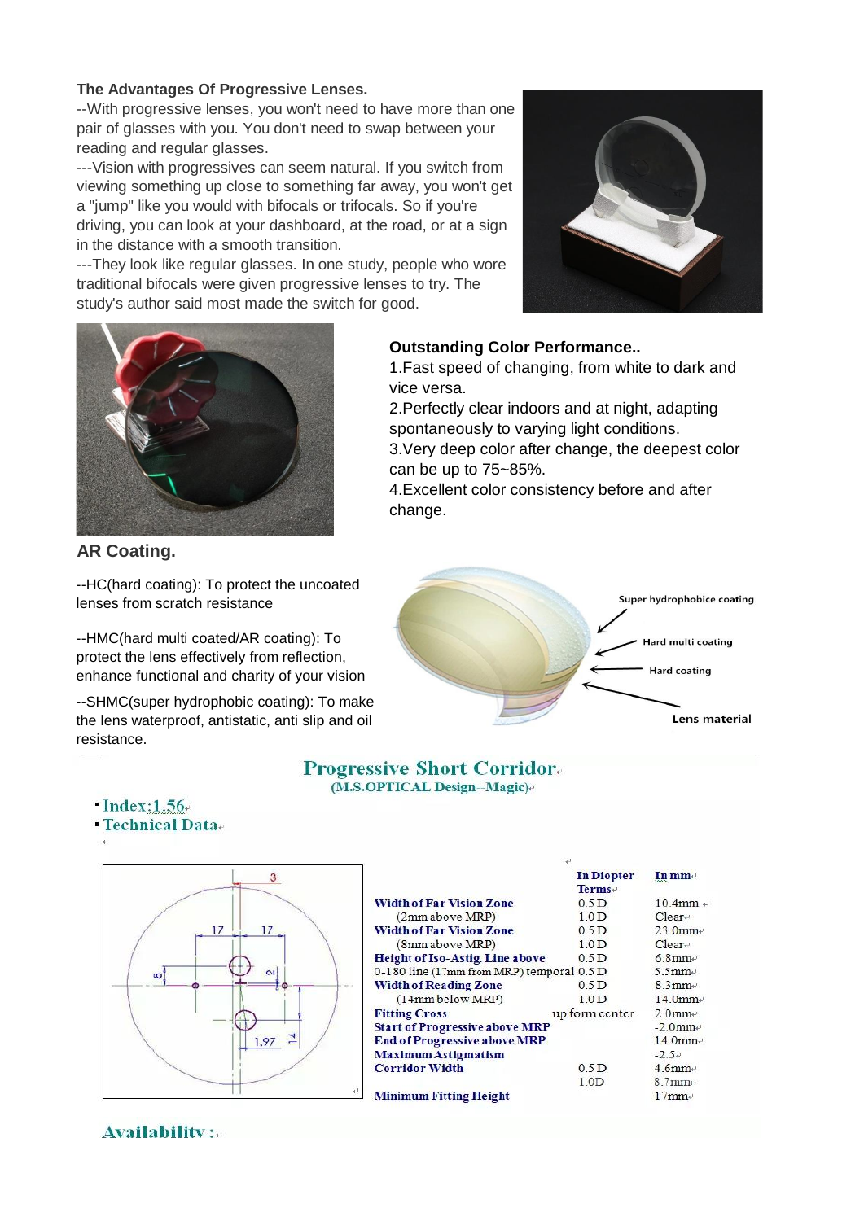**The Advantages Of Progressive Lenses.**

--With progressive lenses, you won't need to have more than one pair of glasses with you. You don't need to swap between your reading and regular glasses.

---Vision with progressives can seem natural. If you switch from viewing something up close to something far away, you won't get a "jump" like you would with bifocals or trifocals. So if you're driving, you can look at your dashboard, at the road, or at a sign in the distance with a smooth transition.

---They look like regular glasses. In one study, people who wore traditional bifocals were given progressive lenses to try. The study's author said most made the switch for good.

**Outstanding Color Performance..**

1.Fast speed of changing, from white to dark and vice versa.

2.Perfectly clear indoors and at night, adapting spontaneously to varying light conditions.

3.Very deep color after change, the deepest color can be up to 75~85%.

4.Excellent color consistency before and after change.

**AR Coating.**

--HC(hard coating): To protect the uncoated lenses from scratch resistance

--HMC(hard multi coated/AR coating): To protect the lens effectively from reflection, enhance functional and charity of your vision

--SHMC(super hydrophobic coating): To make the lens waterproof, antistatic, anti slip and oil resistance.

Super hydrophobice coating

Hard multi coating

Hard coating

Lens material

## Progressive Short Corridor

**(M.S.OPTICAL Design--Magic)**

- **Index:1.56**
- **Technical Data**

| | In Diopter Terms | In mm |
|---|---|---|
| **Width of Far Vision Zone** | 0.5 D | 10.4mm |
| (2mm above MRP) | 1.0 D | Clear |
| **Width of Far Vision Zone** | 0.5 D | 23.0mm |
| (8mm above MRP) | 1.0 D | Clear |
| **Height of Iso-Astig. Line above** | 0.5 D | 6.8mm |
| 0-180 line (17mm from MRP) temporal | 0.5 D | 5.5mm |
| **Width of Reading Zone** | 0.5 D | 8.3mm |
| (14mm below MRP) | 1.0 D | 14.0mm |
| **Fitting Cross** | up form center | 2.0mm |
| **Start of Progressive above MRP** | | -2.0mm |
| **End of Progressive above MRP** | | 14.0mm |
| **Maximum Astigmatism** | | -2.5 |
| **Corridor Width** | 0.5 D | 4.6mm |
| | 1.0D | 8.7mm |
| **Minimum Fitting Height** | | 17mm |

**Availability :**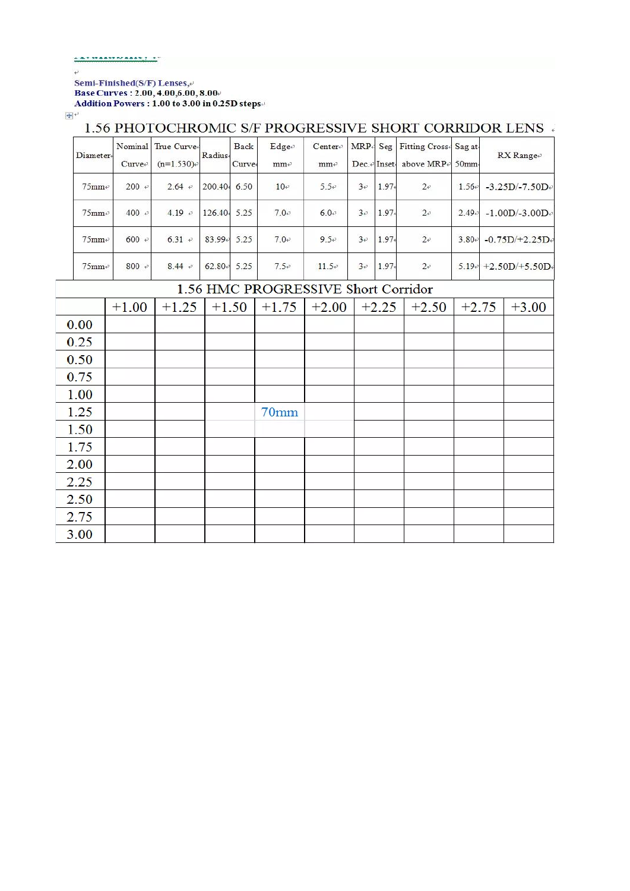**Semi-Finished(S/F) Lenses,**

**Base Curves : 2.00, 4.00,6.00, 8.00**

**Addition Powers : 1.00 to 3.00 in 0.25D steps**

## 1.56 PHOTOCHROMIC S/F PROGRESSIVE SHORT CORRIDOR LENS

| Diameter | Nominal Curve | True Curve (n=1.530) | Radius | Back Curve | Edge mm | Center mm | MRP Dec. | Seg Inset | Fitting Cross above MRP | Sag at 50mm | RX Range |
|---|---|---|---|---|---|---|---|---|---|---|---|
| 75mm | 200 | 2.64 | 200.40 | 6.50 | 10 | 5.5 | 3 | 1.97 | 2 | 1.56 | -3.25D/-7.50D |
| 75mm | 400 | 4.19 | 126.40 | 5.25 | 7.0 | 6.0 | 3 | 1.97 | 2 | 2.49 | -1.00D/-3.00D |
| 75mm | 600 | 6.31 | 83.99 | 5.25 | 7.0 | 9.5 | 3 | 1.97 | 2 | 3.80 | -0.75D/+2.25D |
| 75mm | 800 | 8.44 | 62.80 | 5.25 | 7.5 | 11.5 | 3 | 1.97 | 2 | 5.19 | +2.50D/+5.50D |

## 1.56 HMC PROGRESSIVE Short Corridor

| | +1.00 | +1.25 | +1.50 | +1.75 | +2.00 | +2.25 | +2.50 | +2.75 | +3.00 |
|---|---|---|---|---|---|---|---|---|---|
| 0.00 | | | | | | | | | |
| 0.25 | | | | | | | | | |
| 0.50 | | | | | | | | | |
| 0.75 | | | | | | | | | |
| 1.00 | | | | | | | | | |
| 1.25 | | | | 70mm | | | | | |
| 1.50 | | | | | | | | | |
| 1.75 | | | | | | | | | |
| 2.00 | | | | | | | | | |
| 2.25 | | | | | | | | | |
| 2.50 | | | | | | | | | |
| 2.75 | | | | | | | | | |
| 3.00 | | | | | | | | | |